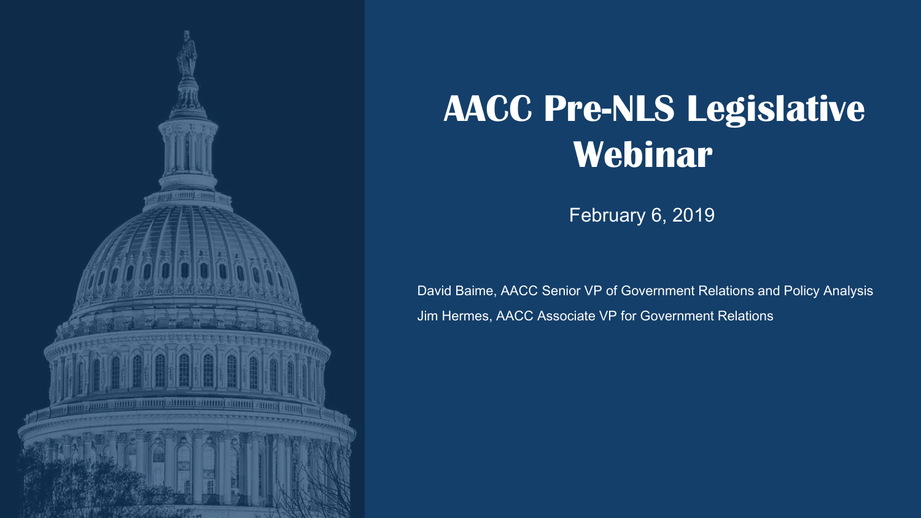# AACC Pre-NLS Legislative Webinar

February 6, 2019

David Baime, AACC Senior VP of Government Relations and Policy Analysis

Jim Hermes, AACC Associate VP for Government Relations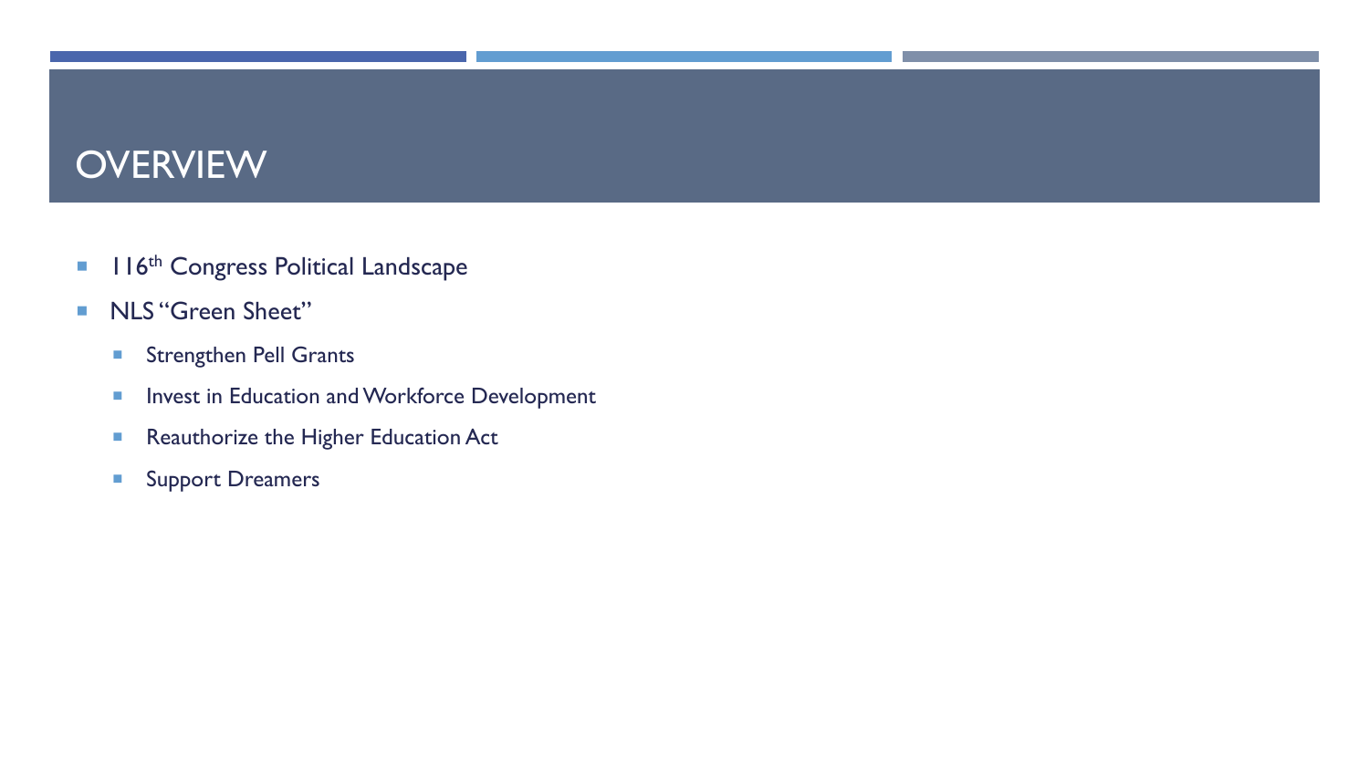# OVERVIEW

- 116th Congress Political Landscape
- NLS "Green Sheet"
  - Strengthen Pell Grants
  - Invest in Education and Workforce Development
  - Reauthorize the Higher Education Act
  - Support Dreamers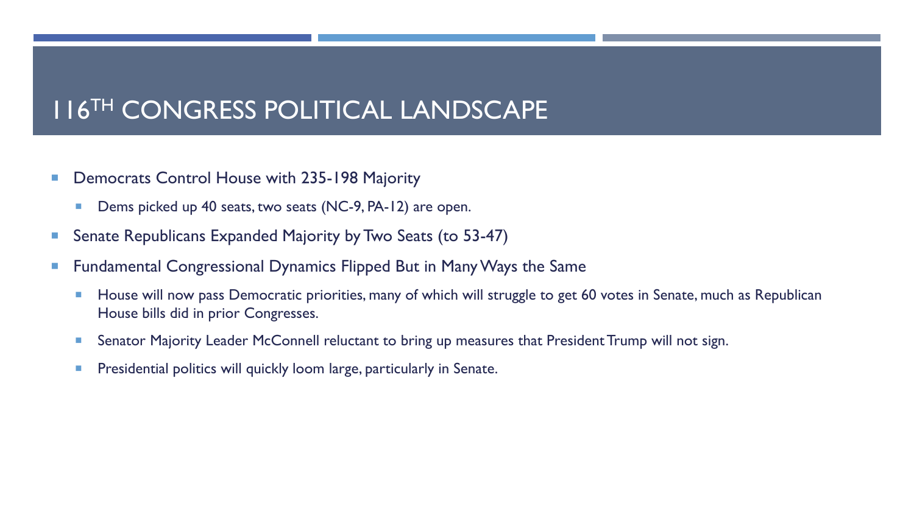# 116TH CONGRESS POLITICAL LANDSCAPE

- Democrats Control House with 235-198 Majority
  - Dems picked up 40 seats, two seats (NC-9, PA-12) are open.
- Senate Republicans Expanded Majority by Two Seats (to 53-47)
- Fundamental Congressional Dynamics Flipped But in Many Ways the Same
  - House will now pass Democratic priorities, many of which will struggle to get 60 votes in Senate, much as Republican House bills did in prior Congresses.
  - Senator Majority Leader McConnell reluctant to bring up measures that President Trump will not sign.
  - Presidential politics will quickly loom large, particularly in Senate.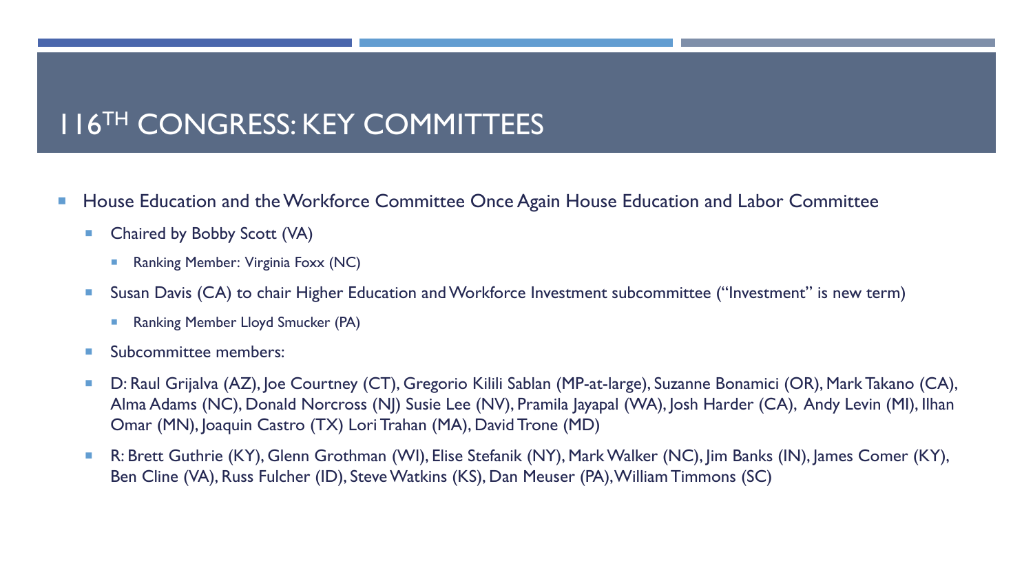# 116TH CONGRESS: KEY COMMITTEES

- House Education and the Workforce Committee Once Again House Education and Labor Committee
  - Chaired by Bobby Scott (VA)
    - Ranking Member: Virginia Foxx (NC)
  - Susan Davis (CA) to chair Higher Education and Workforce Investment subcommittee ("Investment" is new term)
    - Ranking Member Lloyd Smucker (PA)
  - Subcommittee members:
  - D: Raul Grijalva (AZ), Joe Courtney (CT), Gregorio Kilili Sablan (MP-at-large), Suzanne Bonamici (OR), Mark Takano (CA), Alma Adams (NC), Donald Norcross (NJ) Susie Lee (NV), Pramila Jayapal (WA), Josh Harder (CA), Andy Levin (MI), Ilhan Omar (MN), Joaquin Castro (TX) Lori Trahan (MA), David Trone (MD)
  - R: Brett Guthrie (KY), Glenn Grothman (WI), Elise Stefanik (NY), Mark Walker (NC), Jim Banks (IN), James Comer (KY), Ben Cline (VA), Russ Fulcher (ID), Steve Watkins (KS), Dan Meuser (PA), William Timmons (SC)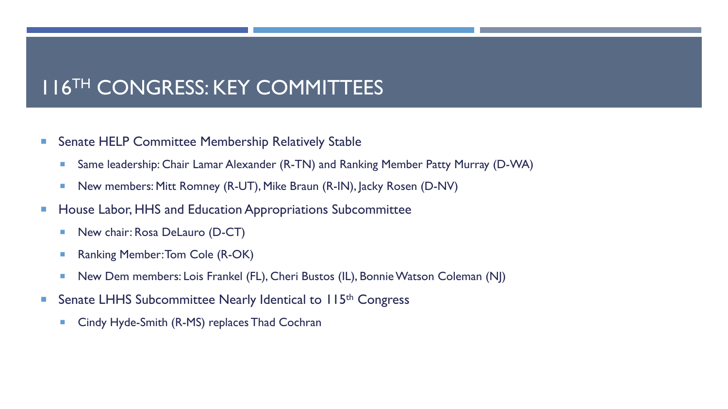# 116TH CONGRESS: KEY COMMITTEES

- Senate HELP Committee Membership Relatively Stable
  - Same leadership: Chair Lamar Alexander (R-TN) and Ranking Member Patty Murray (D-WA)
  - New members: Mitt Romney (R-UT), Mike Braun (R-IN), Jacky Rosen (D-NV)
- House Labor, HHS and Education Appropriations Subcommittee
  - New chair: Rosa DeLauro (D-CT)
  - Ranking Member: Tom Cole (R-OK)
  - New Dem members: Lois Frankel (FL), Cheri Bustos (IL), Bonnie Watson Coleman (NJ)
- Senate LHHS Subcommittee Nearly Identical to 115th Congress
  - Cindy Hyde-Smith (R-MS) replaces Thad Cochran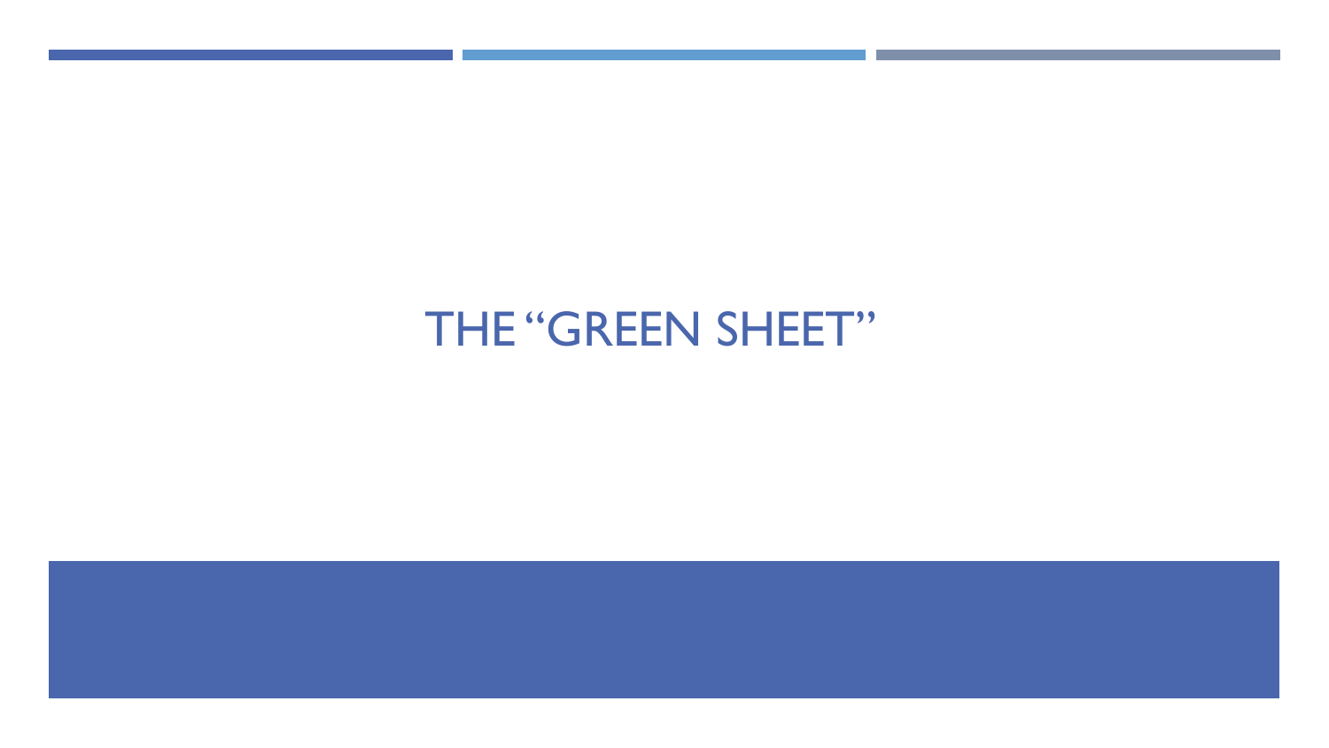# THE "GREEN SHEET"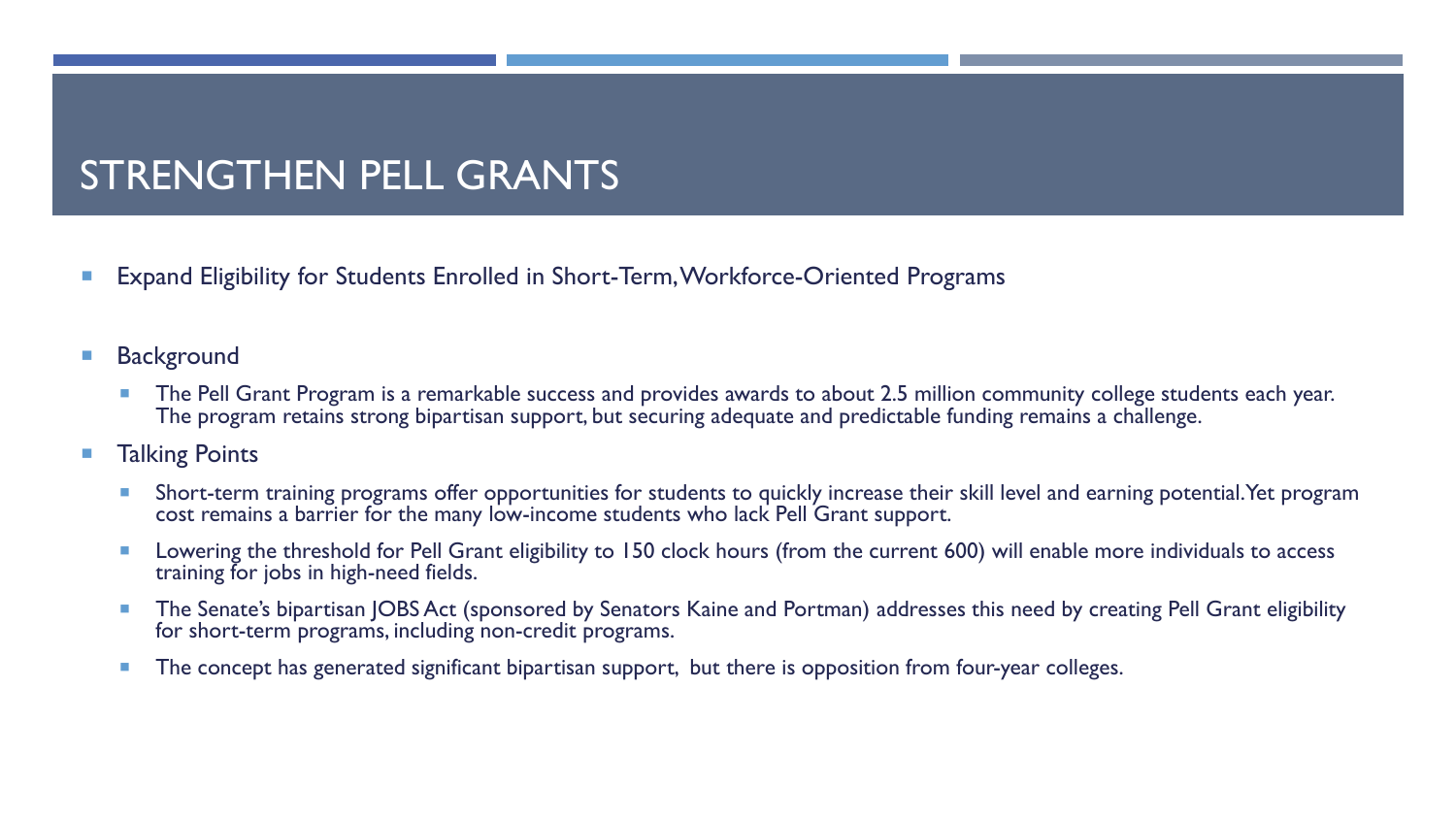# STRENGTHEN PELL GRANTS

- Expand Eligibility for Students Enrolled in Short-Term, Workforce-Oriented Programs

- Background
  - The Pell Grant Program is a remarkable success and provides awards to about 2.5 million community college students each year. The program retains strong bipartisan support, but securing adequate and predictable funding remains a challenge.
- Talking Points
  - Short-term training programs offer opportunities for students to quickly increase their skill level and earning potential. Yet program cost remains a barrier for the many low-income students who lack Pell Grant support.
  - Lowering the threshold for Pell Grant eligibility to 150 clock hours (from the current 600) will enable more individuals to access training for jobs in high-need fields.
  - The Senate's bipartisan JOBS Act (sponsored by Senators Kaine and Portman) addresses this need by creating Pell Grant eligibility for short-term programs, including non-credit programs.
  - The concept has generated significant bipartisan support, but there is opposition from four-year colleges.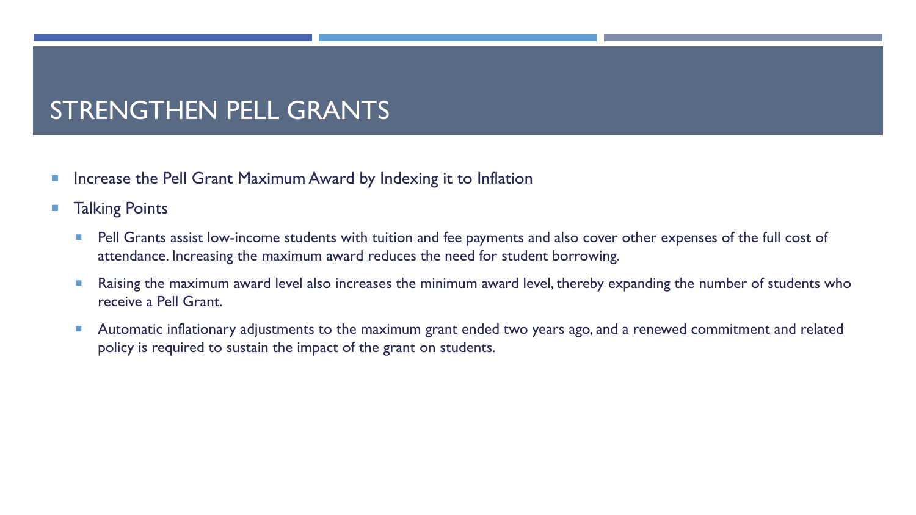# STRENGTHEN PELL GRANTS

- Increase the Pell Grant Maximum Award by Indexing it to Inflation
- Talking Points
  - Pell Grants assist low-income students with tuition and fee payments and also cover other expenses of the full cost of attendance. Increasing the maximum award reduces the need for student borrowing.
  - Raising the maximum award level also increases the minimum award level, thereby expanding the number of students who receive a Pell Grant.
  - Automatic inflationary adjustments to the maximum grant ended two years ago, and a renewed commitment and related policy is required to sustain the impact of the grant on students.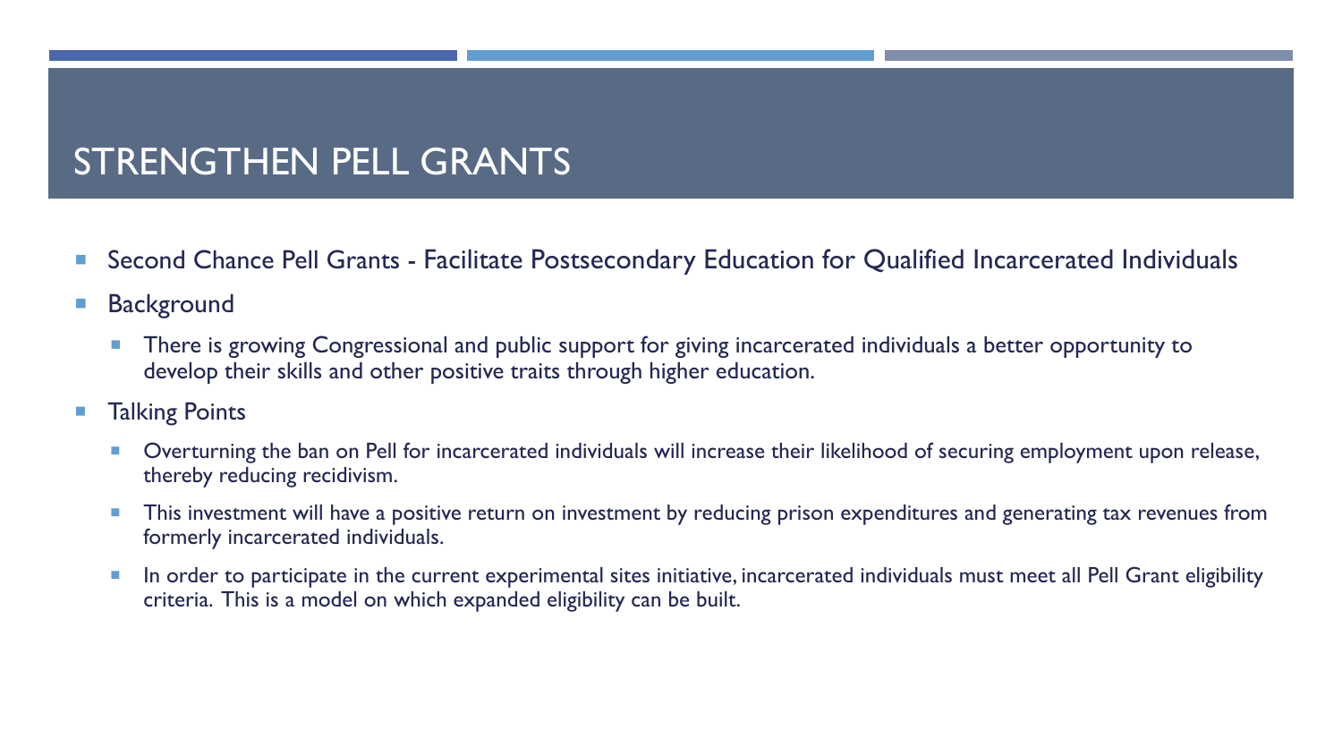# STRENGTHEN PELL GRANTS

- Second Chance Pell Grants - Facilitate Postsecondary Education for Qualified Incarcerated Individuals
- Background
  - There is growing Congressional and public support for giving incarcerated individuals a better opportunity to develop their skills and other positive traits through higher education.
- Talking Points
  - Overturning the ban on Pell for incarcerated individuals will increase their likelihood of securing employment upon release, thereby reducing recidivism.
  - This investment will have a positive return on investment by reducing prison expenditures and generating tax revenues from formerly incarcerated individuals.
  - In order to participate in the current experimental sites initiative, incarcerated individuals must meet all Pell Grant eligibility criteria. This is a model on which expanded eligibility can be built.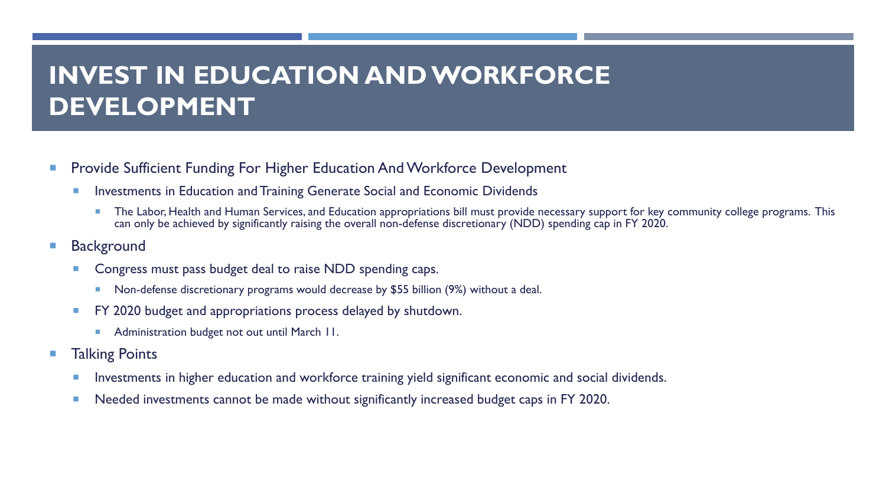# INVEST IN EDUCATION AND WORKFORCE DEVELOPMENT

- Provide Sufficient Funding For Higher Education And Workforce Development
  - Investments in Education and Training Generate Social and Economic Dividends
    - The Labor, Health and Human Services, and Education appropriations bill must provide necessary support for key community college programs. This can only be achieved by significantly raising the overall non-defense discretionary (NDD) spending cap in FY 2020.
- Background
  - Congress must pass budget deal to raise NDD spending caps.
    - Non-defense discretionary programs would decrease by $55 billion (9%) without a deal.
  - FY 2020 budget and appropriations process delayed by shutdown.
    - Administration budget not out until March 11.
- Talking Points
  - Investments in higher education and workforce training yield significant economic and social dividends.
  - Needed investments cannot be made without significantly increased budget caps in FY 2020.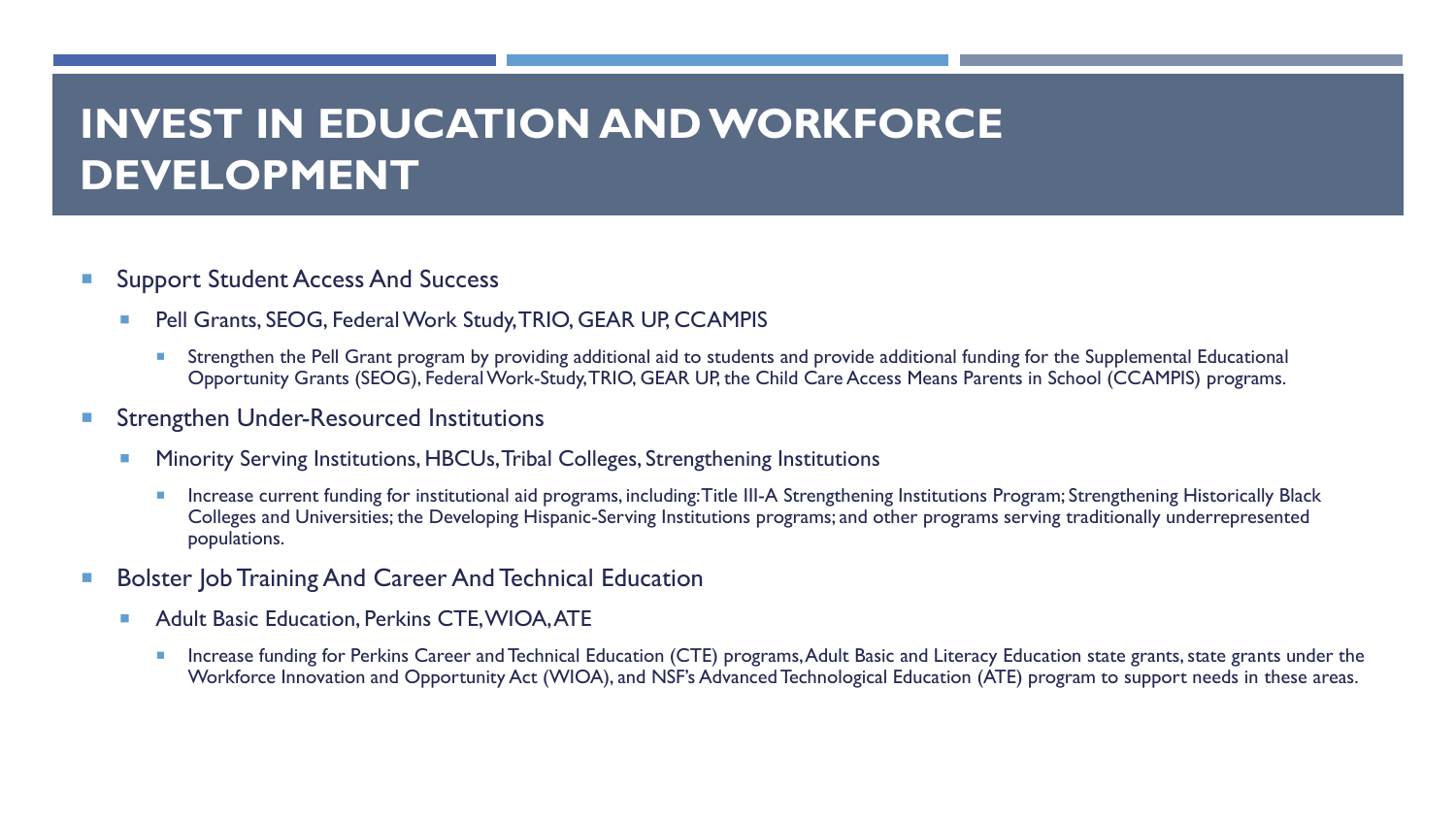# INVEST IN EDUCATION AND WORKFORCE DEVELOPMENT

- Support Student Access And Success
  - Pell Grants, SEOG, Federal Work Study, TRIO, GEAR UP, CCAMPIS
    - Strengthen the Pell Grant program by providing additional aid to students and provide additional funding for the Supplemental Educational Opportunity Grants (SEOG), Federal Work-Study, TRIO, GEAR UP, the Child Care Access Means Parents in School (CCAMPIS) programs.
- Strengthen Under-Resourced Institutions
  - Minority Serving Institutions, HBCUs, Tribal Colleges, Strengthening Institutions
    - Increase current funding for institutional aid programs, including: Title III-A Strengthening Institutions Program; Strengthening Historically Black Colleges and Universities; the Developing Hispanic-Serving Institutions programs; and other programs serving traditionally underrepresented populations.
- Bolster Job Training And Career And Technical Education
  - Adult Basic Education, Perkins CTE, WIOA, ATE
    - Increase funding for Perkins Career and Technical Education (CTE) programs, Adult Basic and Literacy Education state grants, state grants under the Workforce Innovation and Opportunity Act (WIOA), and NSF's Advanced Technological Education (ATE) program to support needs in these areas.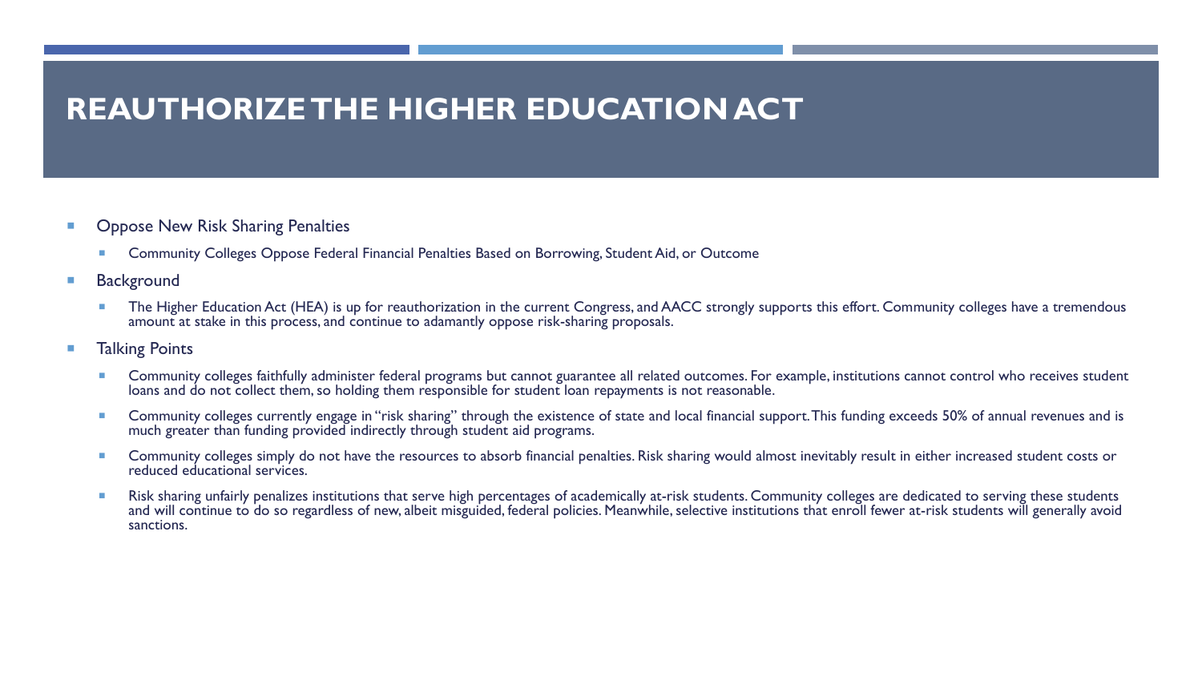# REAUTHORIZE THE HIGHER EDUCATION ACT

- Oppose New Risk Sharing Penalties
  - Community Colleges Oppose Federal Financial Penalties Based on Borrowing, Student Aid, or Outcome
- Background
  - The Higher Education Act (HEA) is up for reauthorization in the current Congress, and AACC strongly supports this effort. Community colleges have a tremendous amount at stake in this process, and continue to adamantly oppose risk-sharing proposals.
- Talking Points
  - Community colleges faithfully administer federal programs but cannot guarantee all related outcomes. For example, institutions cannot control who receives student loans and do not collect them, so holding them responsible for student loan repayments is not reasonable.
  - Community colleges currently engage in "risk sharing" through the existence of state and local financial support. This funding exceeds 50% of annual revenues and is much greater than funding provided indirectly through student aid programs.
  - Community colleges simply do not have the resources to absorb financial penalties. Risk sharing would almost inevitably result in either increased student costs or reduced educational services.
  - Risk sharing unfairly penalizes institutions that serve high percentages of academically at-risk students. Community colleges are dedicated to serving these students and will continue to do so regardless of new, albeit misguided, federal policies. Meanwhile, selective institutions that enroll fewer at-risk students will generally avoid sanctions.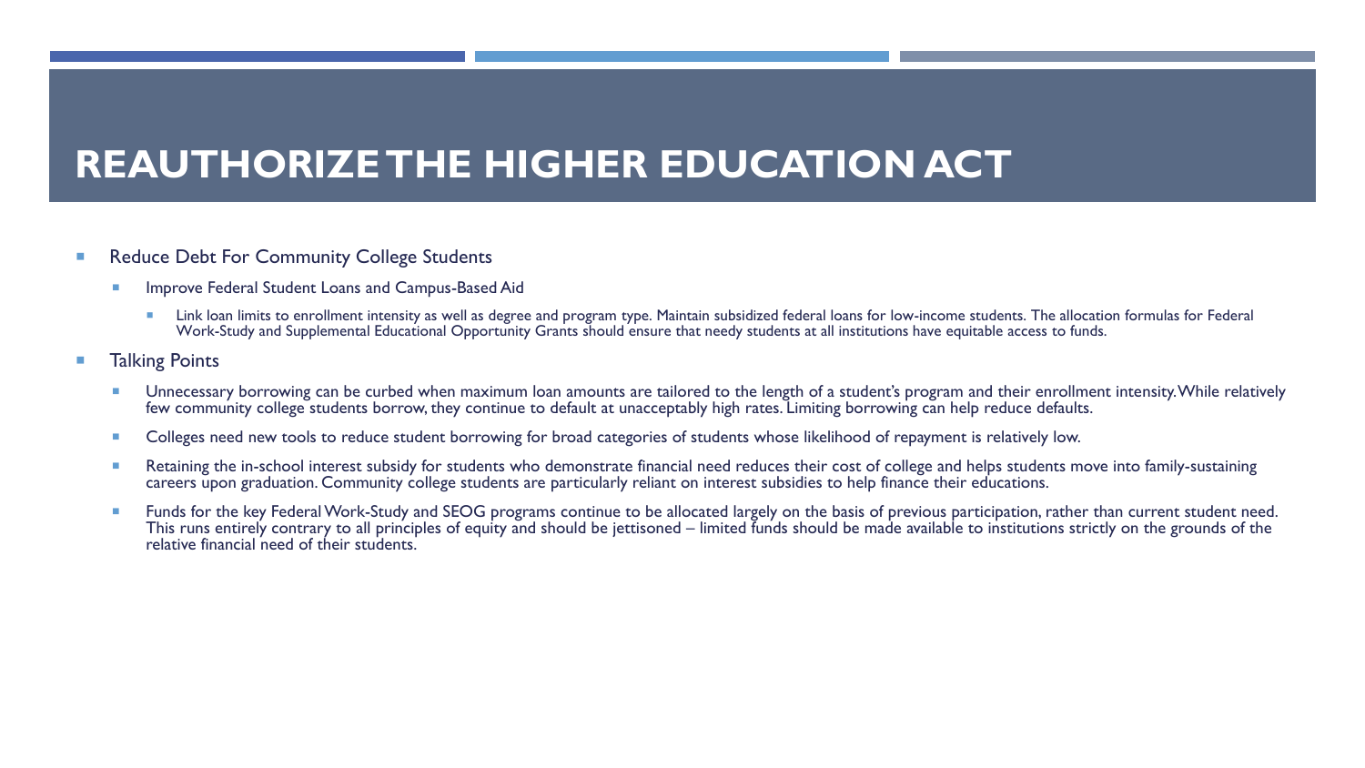# REAUTHORIZE THE HIGHER EDUCATION ACT

- Reduce Debt For Community College Students
  - Improve Federal Student Loans and Campus-Based Aid
    - Link loan limits to enrollment intensity as well as degree and program type. Maintain subsidized federal loans for low-income students. The allocation formulas for Federal Work-Study and Supplemental Educational Opportunity Grants should ensure that needy students at all institutions have equitable access to funds.
- Talking Points
  - Unnecessary borrowing can be curbed when maximum loan amounts are tailored to the length of a student's program and their enrollment intensity. While relatively few community college students borrow, they continue to default at unacceptably high rates. Limiting borrowing can help reduce defaults.
  - Colleges need new tools to reduce student borrowing for broad categories of students whose likelihood of repayment is relatively low.
  - Retaining the in-school interest subsidy for students who demonstrate financial need reduces their cost of college and helps students move into family-sustaining careers upon graduation. Community college students are particularly reliant on interest subsidies to help finance their educations.
  - Funds for the key Federal Work-Study and SEOG programs continue to be allocated largely on the basis of previous participation, rather than current student need. This runs entirely contrary to all principles of equity and should be jettisoned – limited funds should be made available to institutions strictly on the grounds of the relative financial need of their students.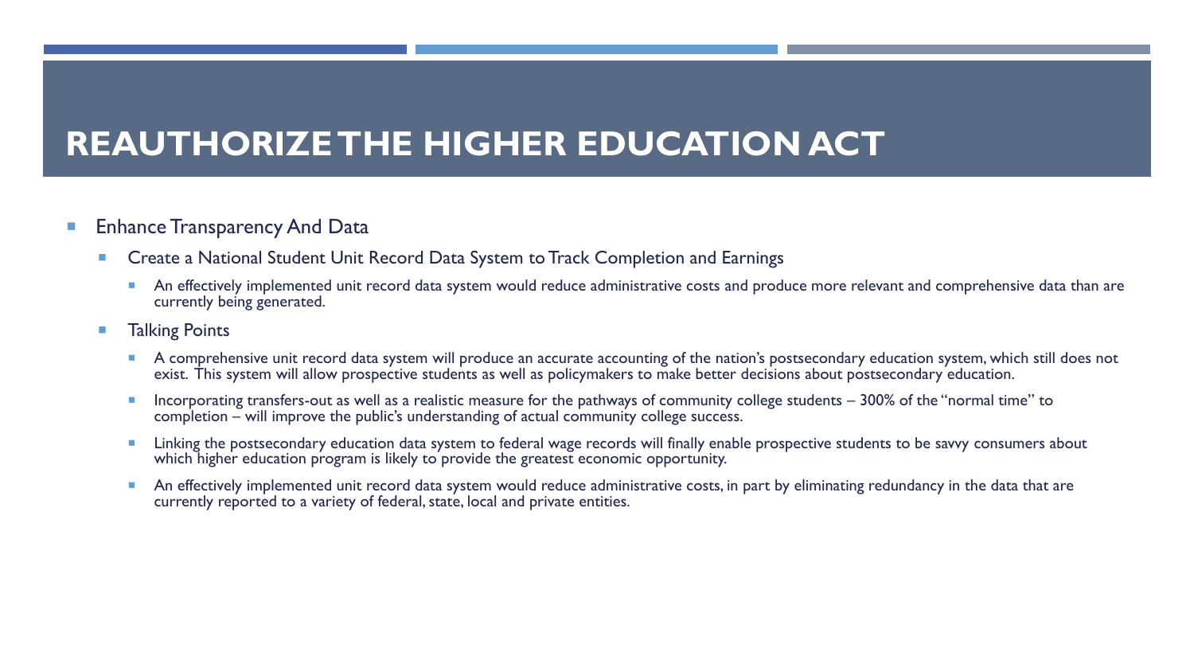# REAUTHORIZE THE HIGHER EDUCATION ACT

- Enhance Transparency And Data
  - Create a National Student Unit Record Data System to Track Completion and Earnings
    - An effectively implemented unit record data system would reduce administrative costs and produce more relevant and comprehensive data than are currently being generated.
  - Talking Points
    - A comprehensive unit record data system will produce an accurate accounting of the nation's postsecondary education system, which still does not exist. This system will allow prospective students as well as policymakers to make better decisions about postsecondary education.
    - Incorporating transfers-out as well as a realistic measure for the pathways of community college students – 300% of the "normal time" to completion – will improve the public's understanding of actual community college success.
    - Linking the postsecondary education data system to federal wage records will finally enable prospective students to be savvy consumers about which higher education program is likely to provide the greatest economic opportunity.
    - An effectively implemented unit record data system would reduce administrative costs, in part by eliminating redundancy in the data that are currently reported to a variety of federal, state, local and private entities.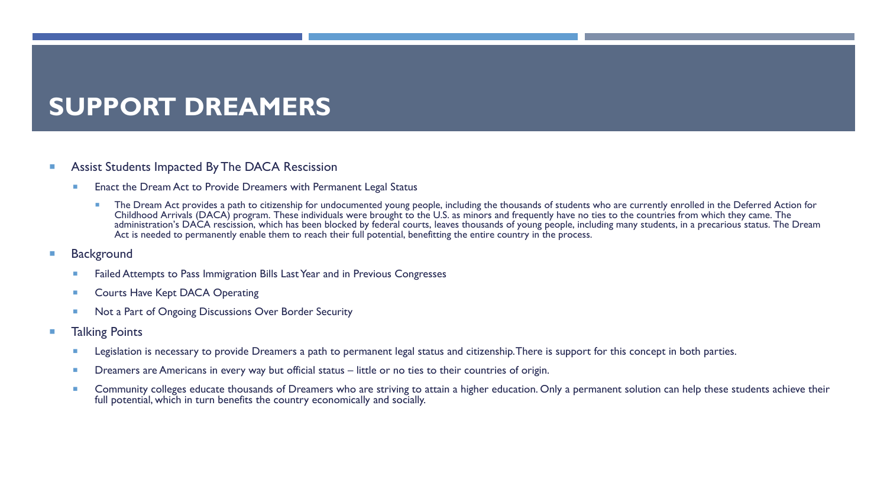# SUPPORT DREAMERS

- Assist Students Impacted By The DACA Rescission
  - Enact the Dream Act to Provide Dreamers with Permanent Legal Status
    - The Dream Act provides a path to citizenship for undocumented young people, including the thousands of students who are currently enrolled in the Deferred Action for Childhood Arrivals (DACA) program. These individuals were brought to the U.S. as minors and frequently have no ties to the countries from which they came. The administration's DACA rescission, which has been blocked by federal courts, leaves thousands of young people, including many students, in a precarious status. The Dream Act is needed to permanently enable them to reach their full potential, benefitting the entire country in the process.
- Background
  - Failed Attempts to Pass Immigration Bills Last Year and in Previous Congresses
  - Courts Have Kept DACA Operating
  - Not a Part of Ongoing Discussions Over Border Security
- Talking Points
  - Legislation is necessary to provide Dreamers a path to permanent legal status and citizenship. There is support for this concept in both parties.
  - Dreamers are Americans in every way but official status – little or no ties to their countries of origin.
  - Community colleges educate thousands of Dreamers who are striving to attain a higher education. Only a permanent solution can help these students achieve their full potential, which in turn benefits the country economically and socially.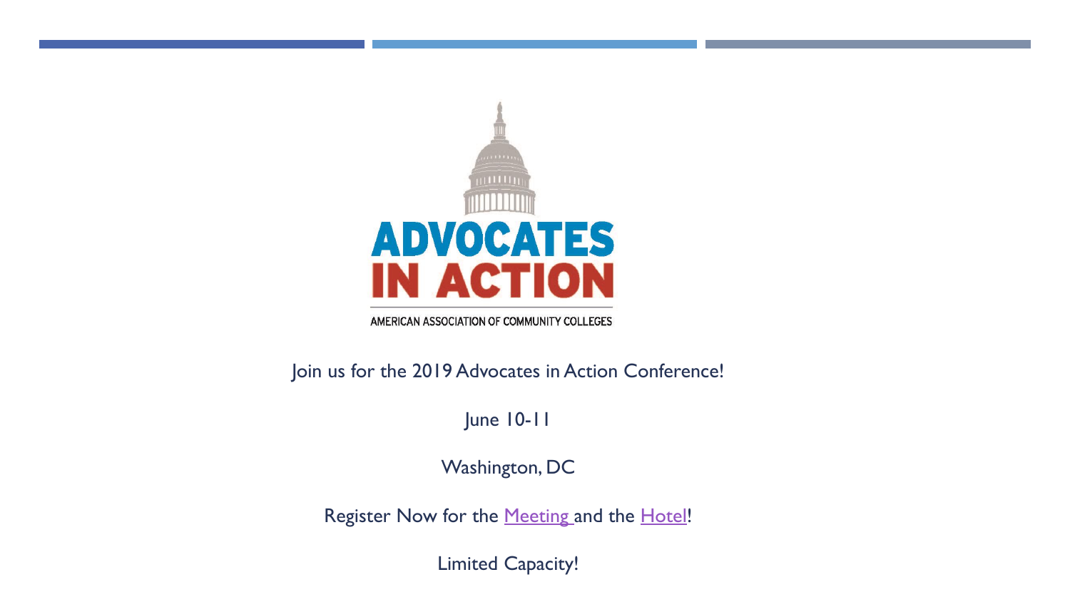ADVOCATES IN ACTION

AMERICAN ASSOCIATION OF COMMUNITY COLLEGES

Join us for the 2019 Advocates in Action Conference!

June 10-11

Washington, DC

Register Now for the Meeting and the Hotel!

Limited Capacity!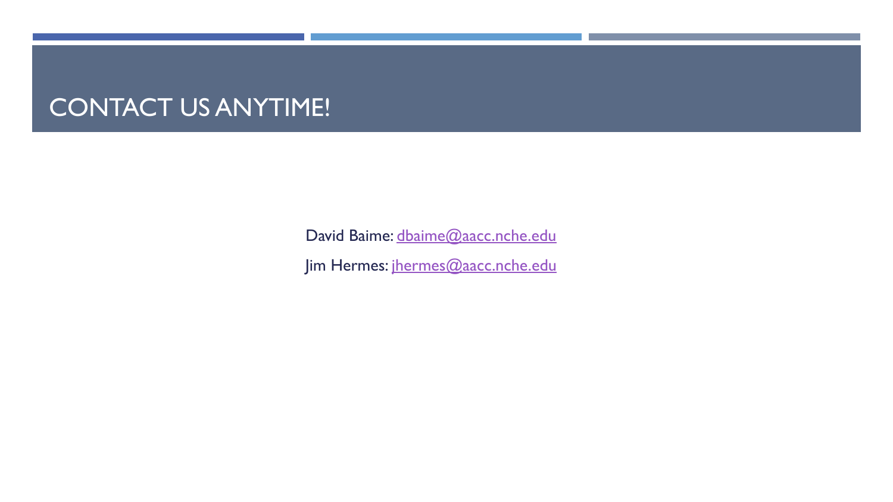# CONTACT US ANYTIME!

David Baime: dbaime@aacc.nche.edu

Jim Hermes: jhermes@aacc.nche.edu